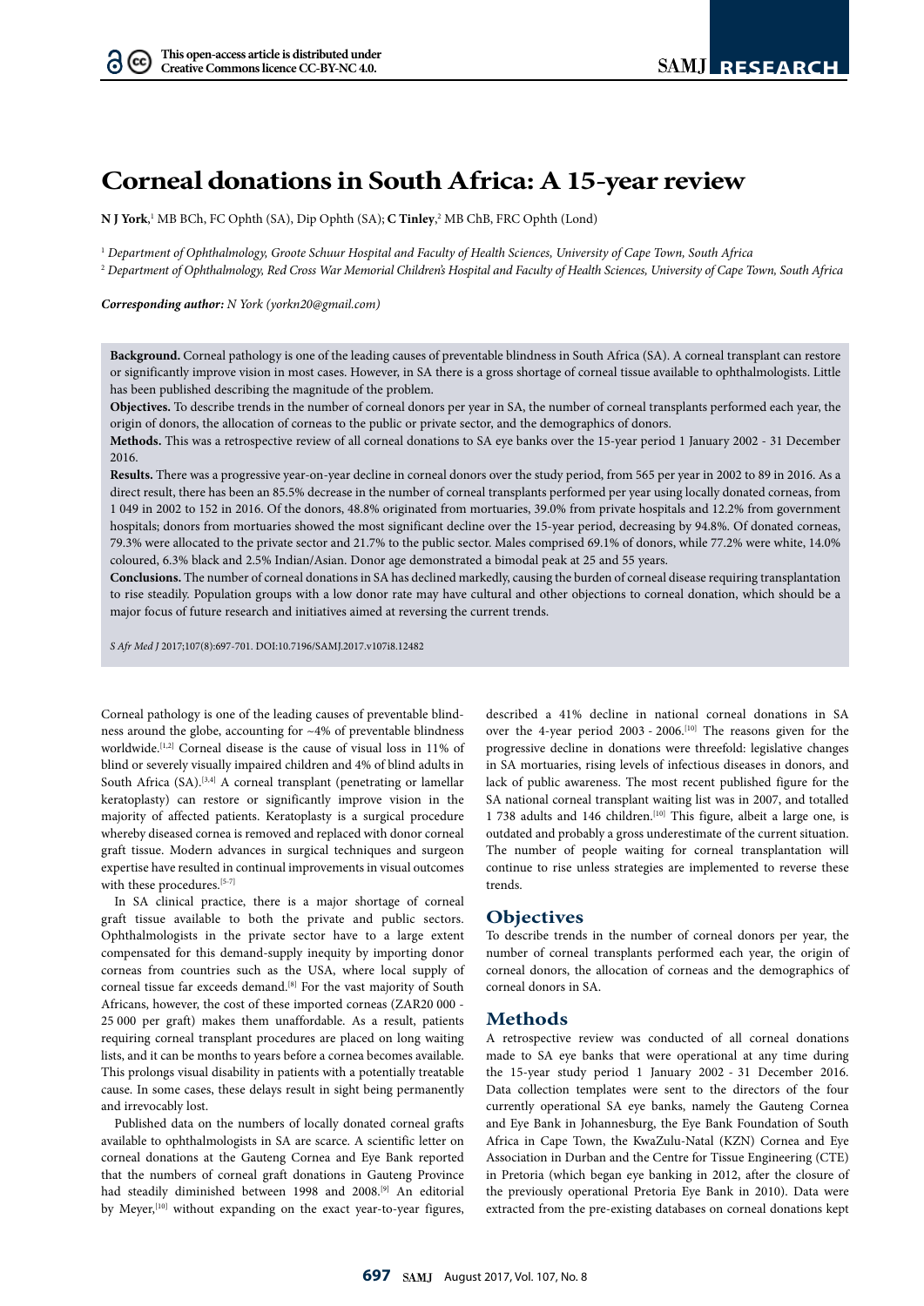# Corneal donations in South Africa: A 15-year review

**N J York**,[1] MB BCh, FC Ophth (SA), Dip Ophth (SA); **C Tinley**,[2] MB ChB, FRC Ophth (Lond)

[1] *Department of Ophthalmology, Groote Schuur Hospital and Faculty of Health Sciences, University of Cape Town, South Africa*
[2] *Department of Ophthalmology, Red Cross War Memorial Children's Hospital and Faculty of Health Sciences, University of Cape Town, South Africa*

***Corresponding author:** N York (yorkn20@gmail.com)*

**Background.** Corneal pathology is one of the leading causes of preventable blindness in South Africa (SA). A corneal transplant can restore or significantly improve vision in most cases. However, in SA there is a gross shortage of corneal tissue available to ophthalmologists. Little has been published describing the magnitude of the problem.

**Objectives.** To describe trends in the number of corneal donors per year in SA, the number of corneal transplants performed each year, the origin of donors, the allocation of corneas to the public or private sector, and the demographics of donors.

**Methods.** This was a retrospective review of all corneal donations to SA eye banks over the 15-year period 1 January 2002 - 31 December 2016.

**Results.** There was a progressive year-on-year decline in corneal donors over the study period, from 565 per year in 2002 to 89 in 2016. As a direct result, there has been an 85.5% decrease in the number of corneal transplants performed per year using locally donated corneas, from 1 049 in 2002 to 152 in 2016. Of the donors, 48.8% originated from mortuaries, 39.0% from private hospitals and 12.2% from government hospitals; donors from mortuaries showed the most significant decline over the 15-year period, decreasing by 94.8%. Of donated corneas, 79.3% were allocated to the private sector and 21.7% to the public sector. Males comprised 69.1% of donors, while 77.2% were white, 14.0% coloured, 6.3% black and 2.5% Indian/Asian. Donor age demonstrated a bimodal peak at 25 and 55 years.

**Conclusions.** The number of corneal donations in SA has declined markedly, causing the burden of corneal disease requiring transplantation to rise steadily. Population groups with a low donor rate may have cultural and other objections to corneal donation, which should be a major focus of future research and initiatives aimed at reversing the current trends.

*S Afr Med J* 2017;107(8):697-701. DOI:10.7196/SAMJ.2017.v107i8.12482

Corneal pathology is one of the leading causes of preventable blindness around the globe, accounting for ~4% of preventable blindness worldwide.[1,2] Corneal disease is the cause of visual loss in 11% of blind or severely visually impaired children and 4% of blind adults in South Africa (SA).[3,4] A corneal transplant (penetrating or lamellar keratoplasty) can restore or significantly improve vision in the majority of affected patients. Keratoplasty is a surgical procedure whereby diseased cornea is removed and replaced with donor corneal graft tissue. Modern advances in surgical techniques and surgeon expertise have resulted in continual improvements in visual outcomes with these procedures.[5-7]

In SA clinical practice, there is a major shortage of corneal graft tissue available to both the private and public sectors. Ophthalmologists in the private sector have to a large extent compensated for this demand-supply inequity by importing donor corneas from countries such as the USA, where local supply of corneal tissue far exceeds demand.[8] For the vast majority of South Africans, however, the cost of these imported corneas (ZAR20 000 - 25 000 per graft) makes them unaffordable. As a result, patients requiring corneal transplant procedures are placed on long waiting lists, and it can be months to years before a cornea becomes available. This prolongs visual disability in patients with a potentially treatable cause. In some cases, these delays result in sight being permanently and irrevocably lost.

Published data on the numbers of locally donated corneal grafts available to ophthalmologists in SA are scarce. A scientific letter on corneal donations at the Gauteng Cornea and Eye Bank reported that the numbers of corneal graft donations in Gauteng Province had steadily diminished between 1998 and 2008.[9] An editorial by Meyer,[10] without expanding on the exact year-to-year figures, described a 41% decline in national corneal donations in SA over the 4-year period 2003 - 2006.[10] The reasons given for the progressive decline in donations were threefold: legislative changes in SA mortuaries, rising levels of infectious diseases in donors, and lack of public awareness. The most recent published figure for the SA national corneal transplant waiting list was in 2007, and totalled 1 738 adults and 146 children.[10] This figure, albeit a large one, is outdated and probably a gross underestimate of the current situation. The number of people waiting for corneal transplantation will continue to rise unless strategies are implemented to reverse these trends.

## Objectives

To describe trends in the number of corneal donors per year, the number of corneal transplants performed each year, the origin of corneal donors, the allocation of corneas and the demographics of corneal donors in SA.

## Methods

A retrospective review was conducted of all corneal donations made to SA eye banks that were operational at any time during the 15-year study period 1 January 2002 - 31 December 2016. Data collection templates were sent to the directors of the four currently operational SA eye banks, namely the Gauteng Cornea and Eye Bank in Johannesburg, the Eye Bank Foundation of South Africa in Cape Town, the KwaZulu-Natal (KZN) Cornea and Eye Association in Durban and the Centre for Tissue Engineering (CTE) in Pretoria (which began eye banking in 2012, after the closure of the previously operational Pretoria Eye Bank in 2010). Data were extracted from the pre-existing databases on corneal donations kept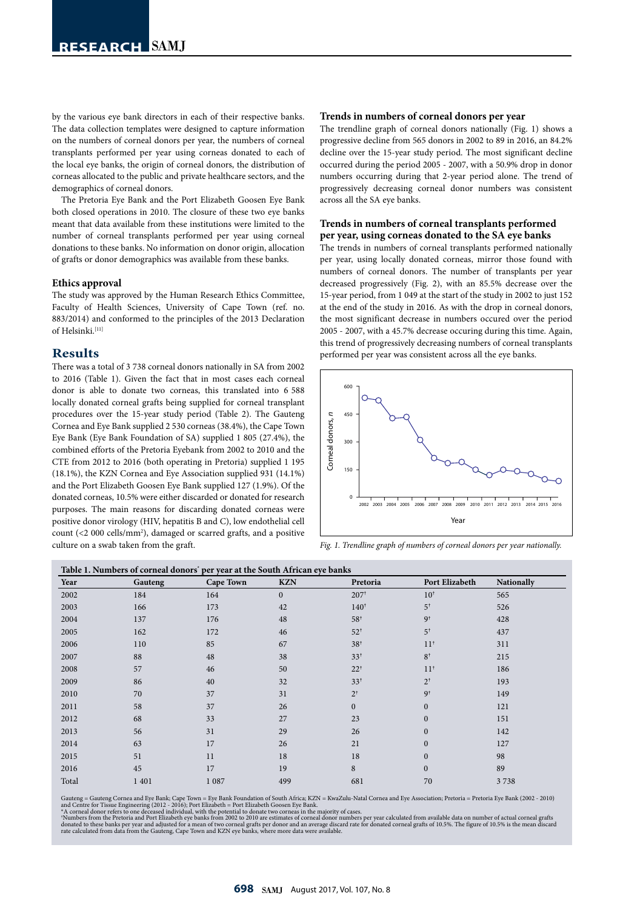by the various eye bank directors in each of their respective banks. The data collection templates were designed to capture information on the numbers of corneal donors per year, the numbers of corneal transplants performed per year using corneas donated to each of the local eye banks, the origin of corneal donors, the distribution of corneas allocated to the public and private healthcare sectors, and the demographics of corneal donors.

The Pretoria Eye Bank and the Port Elizabeth Goosen Eye Bank both closed operations in 2010. The closure of these two eye banks meant that data available from these institutions were limited to the number of corneal transplants performed per year using corneal donations to these banks. No information on donor origin, allocation of grafts or donor demographics was available from these banks.

### Ethics approval

The study was approved by the Human Research Ethics Committee, Faculty of Health Sciences, University of Cape Town (ref. no. 883/2014) and conformed to the principles of the 2013 Declaration of Helsinki.[11]

## Results

There was a total of 3 738 corneal donors nationally in SA from 2002 to 2016 (Table 1). Given the fact that in most cases each corneal donor is able to donate two corneas, this translated into 6 588 locally donated corneal grafts being supplied for corneal transplant procedures over the 15-year study period (Table 2). The Gauteng Cornea and Eye Bank supplied 2 530 corneas (38.4%), the Cape Town Eye Bank (Eye Bank Foundation of SA) supplied 1 805 (27.4%), the combined efforts of the Pretoria Eyebank from 2002 to 2010 and the CTE from 2012 to 2016 (both operating in Pretoria) supplied 1 195 (18.1%), the KZN Cornea and Eye Association supplied 931 (14.1%) and the Port Elizabeth Goosen Eye Bank supplied 127 (1.9%). Of the donated corneas, 10.5% were either discarded or donated for research purposes. The main reasons for discarding donated corneas were positive donor virology (HIV, hepatitis B and C), low endothelial cell count (<2 000 cells/mm$^2$), damaged or scarred grafts, and a positive culture on a swab taken from the graft.

### Trends in numbers of corneal donors per year

The trendline graph of corneal donors nationally (Fig. 1) shows a progressive decline from 565 donors in 2002 to 89 in 2016, an 84.2% decline over the 15-year study period. The most significant decline occurred during the period 2005 - 2007, with a 50.9% drop in donor numbers occurring during that 2-year period alone. The trend of progressively decreasing corneal donor numbers was consistent across all the SA eye banks.

### Trends in numbers of corneal transplants performed per year, using corneas donated to the SA eye banks

The trends in numbers of corneal transplants performed nationally per year, using locally donated corneas, mirror those found with numbers of corneal donors. The number of transplants per year decreased progressively (Fig. 2), with an 85.5% decrease over the 15-year period, from 1 049 at the start of the study in 2002 to just 152 at the end of the study in 2016. As with the drop in corneal donors, the most significant decrease in numbers occured over the period 2005 - 2007, with a 45.7% decrease occuring during this time. Again, this trend of progressively decreasing numbers of corneal transplants performed per year was consistent across all the eye banks.

*Fig. 1. Trendline graph of numbers of corneal donors per year nationally.*

**Table 1. Numbers of corneal donors* per year at the South African eye banks**

| Year | Gauteng | Cape Town | KZN | Pretoria | Port Elizabeth | Nationally |
|---|---|---|---|---|---|---|
| 2002 | 184 | 164 | 0 | 207† | 10† | 565 |
| 2003 | 166 | 173 | 42 | 140† | 5† | 526 |
| 2004 | 137 | 176 | 48 | 58† | 9† | 428 |
| 2005 | 162 | 172 | 46 | 52† | 5† | 437 |
| 2006 | 110 | 85 | 67 | 38† | 11† | 311 |
| 2007 | 88 | 48 | 38 | 33† | 8† | 215 |
| 2008 | 57 | 46 | 50 | 22† | 11† | 186 |
| 2009 | 86 | 40 | 32 | 33† | 2† | 193 |
| 2010 | 70 | 37 | 31 | 2† | 9† | 149 |
| 2011 | 58 | 37 | 26 | 0 | 0 | 121 |
| 2012 | 68 | 33 | 27 | 23 | 0 | 151 |
| 2013 | 56 | 31 | 29 | 26 | 0 | 142 |
| 2014 | 63 | 17 | 26 | 21 | 0 | 127 |
| 2015 | 51 | 11 | 18 | 18 | 0 | 98 |
| 2016 | 45 | 17 | 19 | 8 | 0 | 89 |
| Total | 1 401 | 1 087 | 499 | 681 | 70 | 3 738 |

Gauteng = Gauteng Cornea and Eye Bank; Cape Town = Eye Bank Foundation of South Africa; KZN = KwaZulu-Natal Cornea and Eye Association; Pretoria = Pretoria Eye Bank (2002 - 2010) and Centre for Tissue Engineering (2012 - 2016); Port Elizabeth = Port Elizabeth Goosen Eye Bank.
*A corneal donor refers to one deceased individual, with the potential to donate two corneas in the majority of cases.
†Numbers from the Pretoria and Port Elizabeth eye banks from 2002 to 2010 are estimates of corneal donor numbers per year calculated from available data on number of actual corneal grafts donated to these banks per year and adjusted for a mean of two corneal grafts per donor and an average discard rate for donated corneal grafts of 10.5%. The figure of 10.5% is the mean discard rate calculated from data from the Gauteng, Cape Town and KZN eye banks, where more data were available.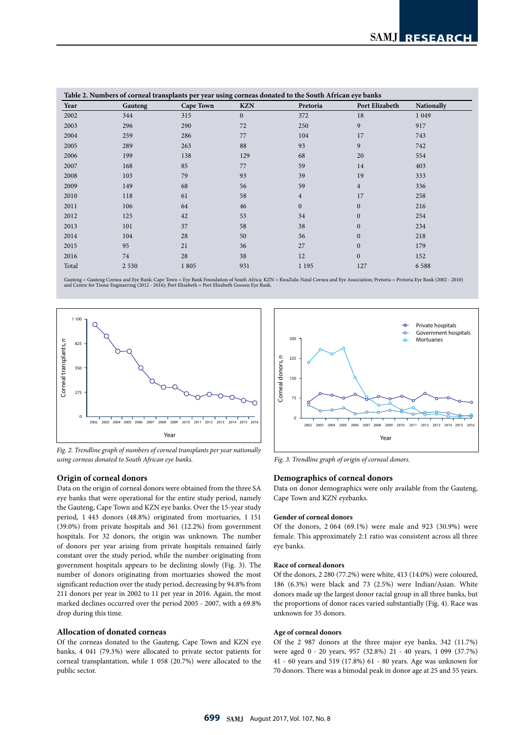**Table 2. Numbers of corneal transplants per year using corneas donated to the South African eye banks**

| Year | Gauteng | Cape Town | KZN | Pretoria | Port Elizabeth | Nationally |
|---|---|---|---|---|---|---|
| 2002 | 344 | 315 | 0 | 372 | 18 | 1 049 |
| 2003 | 296 | 290 | 72 | 250 | 9 | 917 |
| 2004 | 259 | 286 | 77 | 104 | 17 | 743 |
| 2005 | 289 | 263 | 88 | 93 | 9 | 742 |
| 2006 | 199 | 138 | 129 | 68 | 20 | 554 |
| 2007 | 168 | 85 | 77 | 59 | 14 | 403 |
| 2008 | 103 | 79 | 93 | 39 | 19 | 333 |
| 2009 | 149 | 68 | 56 | 59 | 4 | 336 |
| 2010 | 118 | 61 | 58 | 4 | 17 | 258 |
| 2011 | 106 | 64 | 46 | 0 | 0 | 216 |
| 2012 | 125 | 42 | 53 | 34 | 0 | 254 |
| 2013 | 101 | 37 | 58 | 38 | 0 | 234 |
| 2014 | 104 | 28 | 50 | 36 | 0 | 218 |
| 2015 | 95 | 21 | 36 | 27 | 0 | 179 |
| 2016 | 74 | 28 | 38 | 12 | 0 | 152 |
| Total | 2 530 | 1 805 | 931 | 1 195 | 127 | 6 588 |

Gauteng = Gauteng Cornea and Eye Bank; Cape Town = Eye Bank Foundation of South Africa; KZN = KwaZulu-Natal Cornea and Eye Association; Pretoria = Pretoria Eye Bank (2002 - 2010) and Centre for Tissue Engineering (2012 - 2016); Port Elizabeth = Port Elizabeth Goosen Eye Bank.

*Fig. 2. Trendline graph of numbers of corneal transplants per year nationally using corneas donated to South African eye banks.*

*Fig. 3. Trendline graph of origin of corneal donors.*

### Origin of corneal donors

Data on the origin of corneal donors were obtained from the three SA eye banks that were operational for the entire study period, namely the Gauteng, Cape Town and KZN eye banks. Over the 15-year study period, 1 443 donors (48.8%) originated from mortuaries, 1 151 (39.0%) from private hospitals and 361 (12.2%) from government hospitals. For 32 donors, the origin was unknown. The number of donors per year arising from private hospitals remained fairly constant over the study period, while the number originating from government hospitals appears to be declining slowly (Fig. 3). The number of donors originating from mortuaries showed the most significant reduction over the study period, decreasing by 94.8% from 211 donors per year in 2002 to 11 per year in 2016. Again, the most marked declines occurred over the period 2005 - 2007, with a 69.8% drop during this time.

### Allocation of donated corneas

Of the corneas donated to the Gauteng, Cape Town and KZN eye banks, 4 041 (79.3%) were allocated to private sector patients for corneal transplantation, while 1 058 (20.7%) were allocated to the public sector.

### Demographics of corneal donors

Data on donor demographics were only available from the Gauteng, Cape Town and KZN eyebanks.

#### Gender of corneal donors

Of the donors, 2 064 (69.1%) were male and 923 (30.9%) were female. This approximately 2:1 ratio was consistent across all three eye banks.

#### Race of corneal donors

Of the donors, 2 280 (77.2%) were white, 413 (14.0%) were coloured, 186 (6.3%) were black and 73 (2.5%) were Indian/Asian. White donors made up the largest donor racial group in all three banks, but the proportions of donor races varied substantially (Fig. 4). Race was unknown for 35 donors.

#### Age of corneal donors

Of the 2 987 donors at the three major eye banks, 342 (11.7%) were aged 0 - 20 years, 957 (32.8%) 21 - 40 years, 1 099 (37.7%) 41 - 60 years and 519 (17.8%) 61 - 80 years. Age was unknown for 70 donors. There was a bimodal peak in donor age at 25 and 55 years.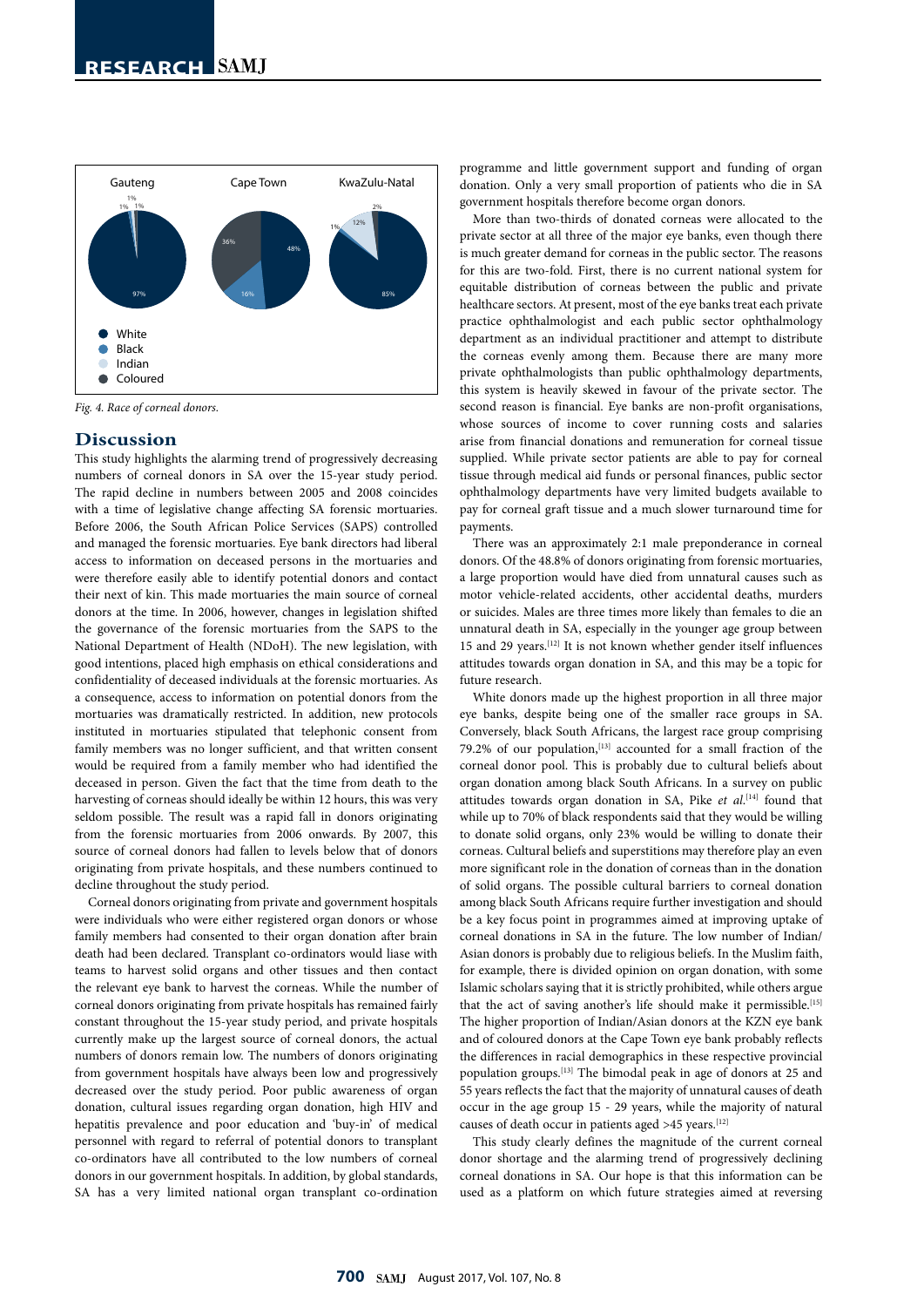Gauteng

Cape Town

KwaZulu-Natal

1%

1%

1%

97%

36%

48%

16%

1%

12%

2%

85%

White

Black

Indian

Coloured

*Fig. 4. Race of corneal donors.*

## Discussion

This study highlights the alarming trend of progressively decreasing numbers of corneal donors in SA over the 15-year study period. The rapid decline in numbers between 2005 and 2008 coincides with a time of legislative change affecting SA forensic mortuaries. Before 2006, the South African Police Services (SAPS) controlled and managed the forensic mortuaries. Eye bank directors had liberal access to information on deceased persons in the mortuaries and were therefore easily able to identify potential donors and contact their next of kin. This made mortuaries the main source of corneal donors at the time. In 2006, however, changes in legislation shifted the governance of the forensic mortuaries from the SAPS to the National Department of Health (NDoH). The new legislation, with good intentions, placed high emphasis on ethical considerations and confidentiality of deceased individuals at the forensic mortuaries. As a consequence, access to information on potential donors from the mortuaries was dramatically restricted. In addition, new protocols instituted in mortuaries stipulated that telephonic consent from family members was no longer sufficient, and that written consent would be required from a family member who had identified the deceased in person. Given the fact that the time from death to the harvesting of corneas should ideally be within 12 hours, this was very seldom possible. The result was a rapid fall in donors originating from the forensic mortuaries from 2006 onwards. By 2007, this source of corneal donors had fallen to levels below that of donors originating from private hospitals, and these numbers continued to decline throughout the study period.

Corneal donors originating from private and government hospitals were individuals who were either registered organ donors or whose family members had consented to their organ donation after brain death had been declared. Transplant co-ordinators would liase with teams to harvest solid organs and other tissues and then contact the relevant eye bank to harvest the corneas. While the number of corneal donors originating from private hospitals has remained fairly constant throughout the 15-year study period, and private hospitals currently make up the largest source of corneal donors, the actual numbers of donors remain low. The numbers of donors originating from government hospitals have always been low and progressively decreased over the study period. Poor public awareness of organ donation, cultural issues regarding organ donation, high HIV and hepatitis prevalence and poor education and 'buy-in' of medical personnel with regard to referral of potential donors to transplant co-ordinators have all contributed to the low numbers of corneal donors in our government hospitals. In addition, by global standards, SA has a very limited national organ transplant co-ordination programme and little government support and funding of organ donation. Only a very small proportion of patients who die in SA government hospitals therefore become organ donors.

More than two-thirds of donated corneas were allocated to the private sector at all three of the major eye banks, even though there is much greater demand for corneas in the public sector. The reasons for this are two-fold. First, there is no current national system for equitable distribution of corneas between the public and private healthcare sectors. At present, most of the eye banks treat each private practice ophthalmologist and each public sector ophthalmology department as an individual practitioner and attempt to distribute the corneas evenly among them. Because there are many more private ophthalmologists than public ophthalmology departments, this system is heavily skewed in favour of the private sector. The second reason is financial. Eye banks are non-profit organisations, whose sources of income to cover running costs and salaries arise from financial donations and remuneration for corneal tissue supplied. While private sector patients are able to pay for corneal tissue through medical aid funds or personal finances, public sector ophthalmology departments have very limited budgets available to pay for corneal graft tissue and a much slower turnaround time for payments.

There was an approximately 2:1 male preponderance in corneal donors. Of the 48.8% of donors originating from forensic mortuaries, a large proportion would have died from unnatural causes such as motor vehicle-related accidents, other accidental deaths, murders or suicides. Males are three times more likely than females to die an unnatural death in SA, especially in the younger age group between 15 and 29 years.[12] It is not known whether gender itself influences attitudes towards organ donation in SA, and this may be a topic for future research.

White donors made up the highest proportion in all three major eye banks, despite being one of the smaller race groups in SA. Conversely, black South Africans, the largest race group comprising 79.2% of our population,[13] accounted for a small fraction of the corneal donor pool. This is probably due to cultural beliefs about organ donation among black South Africans. In a survey on public attitudes towards organ donation in SA, Pike *et al.*[14] found that while up to 70% of black respondents said that they would be willing to donate solid organs, only 23% would be willing to donate their corneas. Cultural beliefs and superstitions may therefore play an even more significant role in the donation of corneas than in the donation of solid organs. The possible cultural barriers to corneal donation among black South Africans require further investigation and should be a key focus point in programmes aimed at improving uptake of corneal donations in SA in the future. The low number of Indian/Asian donors is probably due to religious beliefs. In the Muslim faith, for example, there is divided opinion on organ donation, with some Islamic scholars saying that it is strictly prohibited, while others argue that the act of saving another's life should make it permissible.[15] The higher proportion of Indian/Asian donors at the KZN eye bank and of coloured donors at the Cape Town eye bank probably reflects the differences in racial demographics in these respective provincial population groups.[13] The bimodal peak in age of donors at 25 and 55 years reflects the fact that the majority of unnatural causes of death occur in the age group 15 - 29 years, while the majority of natural causes of death occur in patients aged >45 years.[12]

This study clearly defines the magnitude of the current corneal donor shortage and the alarming trend of progressively declining corneal donations in SA. Our hope is that this information can be used as a platform on which future strategies aimed at reversing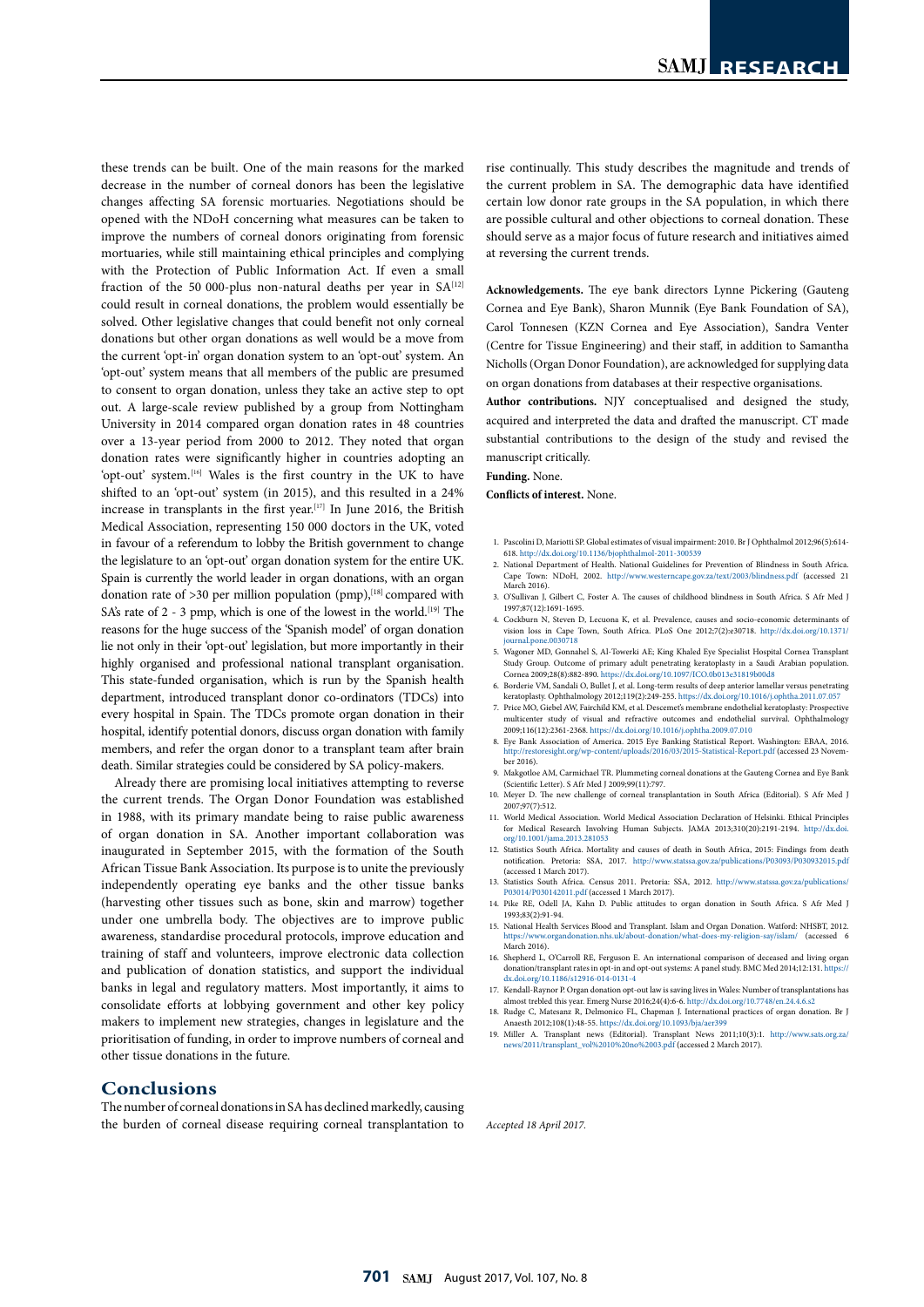these trends can be built. One of the main reasons for the marked decrease in the number of corneal donors has been the legislative changes affecting SA forensic mortuaries. Negotiations should be opened with the NDoH concerning what measures can be taken to improve the numbers of corneal donors originating from forensic mortuaries, while still maintaining ethical principles and complying with the Protection of Public Information Act. If even a small fraction of the 50 000-plus non-natural deaths per year in SA[12] could result in corneal donations, the problem would essentially be solved. Other legislative changes that could benefit not only corneal donations but other organ donations as well would be a move from the current 'opt-in' organ donation system to an 'opt-out' system. An 'opt-out' system means that all members of the public are presumed to consent to organ donation, unless they take an active step to opt out. A large-scale review published by a group from Nottingham University in 2014 compared organ donation rates in 48 countries over a 13-year period from 2000 to 2012. They noted that organ donation rates were significantly higher in countries adopting an 'opt-out' system.[16] Wales is the first country in the UK to have shifted to an 'opt-out' system (in 2015), and this resulted in a 24% increase in transplants in the first year.[17] In June 2016, the British Medical Association, representing 150 000 doctors in the UK, voted in favour of a referendum to lobby the British government to change the legislature to an 'opt-out' organ donation system for the entire UK. Spain is currently the world leader in organ donations, with an organ donation rate of >30 per million population (pmp),[18] compared with SA's rate of 2 - 3 pmp, which is one of the lowest in the world.[19] The reasons for the huge success of the 'Spanish model' of organ donation lie not only in their 'opt-out' legislation, but more importantly in their highly organised and professional national transplant organisation. This state-funded organisation, which is run by the Spanish health department, introduced transplant donor co-ordinators (TDCs) into every hospital in Spain. The TDCs promote organ donation in their hospital, identify potential donors, discuss organ donation with family members, and refer the organ donor to a transplant team after brain death. Similar strategies could be considered by SA policy-makers.

Already there are promising local initiatives attempting to reverse the current trends. The Organ Donor Foundation was established in 1988, with its primary mandate being to raise public awareness of organ donation in SA. Another important collaboration was inaugurated in September 2015, with the formation of the South African Tissue Bank Association. Its purpose is to unite the previously independently operating eye banks and the other tissue banks (harvesting other tissues such as bone, skin and marrow) together under one umbrella body. The objectives are to improve public awareness, standardise procedural protocols, improve education and training of staff and volunteers, improve electronic data collection and publication of donation statistics, and support the individual banks in legal and regulatory matters. Most importantly, it aims to consolidate efforts at lobbying government and other key policy makers to implement new strategies, changes in legislature and the prioritisation of funding, in order to improve numbers of corneal and other tissue donations in the future.

## Conclusions

The number of corneal donations in SA has declined markedly, causing the burden of corneal disease requiring corneal transplantation to rise continually. This study describes the magnitude and trends of the current problem in SA. The demographic data have identified certain low donor rate groups in the SA population, in which there are possible cultural and other objections to corneal donation. These should serve as a major focus of future research and initiatives aimed at reversing the current trends.

**Acknowledgements.** The eye bank directors Lynne Pickering (Gauteng Cornea and Eye Bank), Sharon Munnik (Eye Bank Foundation of SA), Carol Tonnesen (KZN Cornea and Eye Association), Sandra Venter (Centre for Tissue Engineering) and their staff, in addition to Samantha Nicholls (Organ Donor Foundation), are acknowledged for supplying data on organ donations from databases at their respective organisations.

**Author contributions.** NJY conceptualised and designed the study, acquired and interpreted the data and drafted the manuscript. CT made substantial contributions to the design of the study and revised the manuscript critically.

**Funding.** None.

**Conflicts of interest.** None.

1. Pascolini D, Mariotti SP. Global estimates of visual impairment: 2010. Br J Ophthalmol 2012;96(5):614-618. http://dx.doi.org/10.1136/bjophthalmol-2011-300539
2. National Department of Health. National Guidelines for Prevention of Blindness in South Africa. Cape Town: NDoH, 2002. http://www.westerncape.gov.za/text/2003/blindness.pdf (accessed 21 March 2016).
3. O'Sullivan J, Gilbert C, Foster A. The causes of childhood blindness in South Africa. S Afr Med J 1997;87(12):1691-1695.
4. Cockburn N, Steven D, Lecuona K, et al. Prevalence, causes and socio-economic determinants of vision loss in Cape Town, South Africa. PLoS One 2012;7(2):e30718. http://dx.doi.org/10.1371/journal.pone.0030718
5. Wagoner MD, Gonnahel S, Al-Towerki AE; King Khaled Eye Specialist Hospital Cornea Transplant Study Group. Outcome of primary adult penetrating keratoplasty in a Saudi Arabian population. Cornea 2009;28(8):882-890. https://dx.doi.org/10.1097/ICO.0b013e31819b00d8
6. Borderie VM, Sandali O, Bullet J, et al. Long-term results of deep anterior lamellar versus penetrating keratoplasty. Ophthalmology 2012;119(2):249-255. https://dx.doi.org/10.1016/j.ophtha.2011.07.057
7. Price MO, Giebel AW, Fairchild KM, et al. Descemet's membrane endothelial keratoplasty: Prospective multicenter study of visual and refractive outcomes and endothelial survival. Ophthalmology 2009;116(12):2361-2368. https://dx.doi.org/10.1016/j.ophtha.2009.07.010
8. Eye Bank Association of America. 2015 Eye Banking Statistical Report. Washington: EBAA, 2016. http://restoresight.org/wp-content/uploads/2016/03/2015-Statistical-Report.pdf (accessed 23 November 2016).
9. Makgotloe AM, Carmichael TR. Plummeting corneal donations at the Gauteng Cornea and Eye Bank (Scientific Letter). S Afr Med J 2009;99(11):797.
10. Meyer D. The new challenge of corneal transplantation in South Africa (Editorial). S Afr Med J 2007;97(7):512.
11. World Medical Association. World Medical Association Declaration of Helsinki. Ethical Principles for Medical Research Involving Human Subjects. JAMA 2013;310(20):2191-2194. http://dx.doi.org/10.1001/jama.2013.281053
12. Statistics South Africa. Mortality and causes of death in South Africa, 2015: Findings from death notification. Pretoria: SSA, 2017. http://www.statssa.gov.za/publications/P03093/P030932015.pdf (accessed 1 March 2017).
13. Statistics South Africa. Census 2011. Pretoria: SSA, 2012. http://www.statssa.gov.za/publications/P03014/P030142011.pdf (accessed 1 March 2017).
14. Pike RE, Odell JA, Kahn D. Public attitudes to organ donation in South Africa. S Afr Med J 1993;83(2):91-94.
15. National Health Services Blood and Transplant. Islam and Organ Donation. Watford: NHSBT, 2012. https://www.organdonation.nhs.uk/about-donation/what-does-my-religion-say/islam/ (accessed 6 March 2016).
16. Shepherd L, O'Carroll RE, Ferguson E. An international comparison of deceased and living organ donation/transplant rates in opt-in and opt-out systems: A panel study. BMC Med 2014;12:131. https://dx.doi.org/10.1186/s12916-014-0131-4
17. Kendall-Raynor P. Organ donation opt-out law is saving lives in Wales: Number of transplantations has almost trebled this year. Emerg Nurse 2016;24(4):6-6. http://dx.doi.org/10.7748/en.24.4.6.s2
18. Rudge C, Matesanz R, Delmonico FL, Chapman J. International practices of organ donation. Br J Anaesth 2012;108(1):48-55. https://dx.doi.org/10.1093/bja/aer399
19. Miller A. Transplant news (Editorial). Transplant News 2011;10(3):1. http://www.sats.org.za/news/2011/transplant_vol%2010%20no%2003.pdf (accessed 2 March 2017).

*Accepted 18 April 2017.*